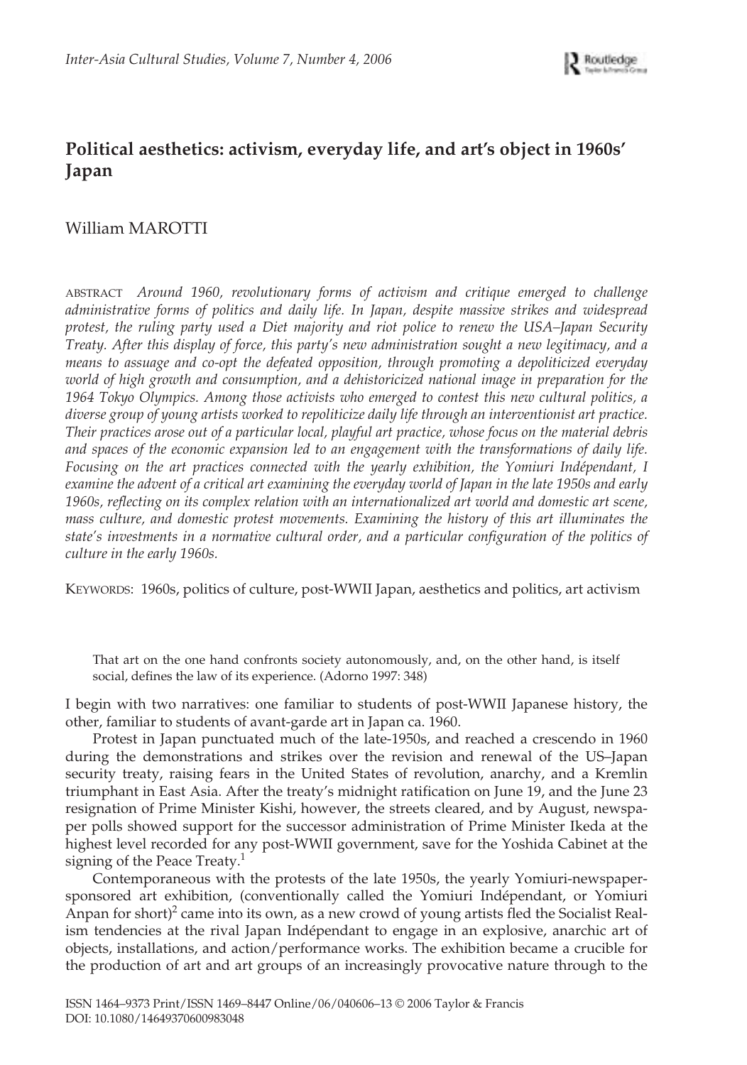# Political aesthetics: activism, everyday life, and art's object in 1960s' Japan

William MAROTTI

ABSTRACT *Around 1960, revolutionary forms of activism and critique emerged to challenge administrative forms of politics and daily life. In Japan, despite massive strikes and widespread protest, the ruling party used a Diet majority and riot police to renew the USA–Japan Security Treaty. After this display of force, this party's new administration sought a new legitimacy, and a means to assuage and co-opt the defeated opposition, through promoting a depoliticized everyday world of high growth and consumption, and a dehistoricized national image in preparation for the 1964 Tokyo Olympics. Among those activists who emerged to contest this new cultural politics, a diverse group of young artists worked to repoliticize daily life through an interventionist art practice. Their practices arose out of a particular local, playful art practice, whose focus on the material debris and spaces of the economic expansion led to an engagement with the transformations of daily life. Focusing on the art practices connected with the yearly exhibition, the Yomiuri Indépendant, I examine the advent of a critical art examining the everyday world of Japan in the late 1950s and early 1960s, reflecting on its complex relation with an internationalized art world and domestic art scene, mass culture, and domestic protest movements. Examining the history of this art illuminates the state's investments in a normative cultural order, and a particular configuration of the politics of culture in the early 1960s.*

KEYWORDS: 1960s, politics of culture, post-WWII Japan, aesthetics and politics, art activism

> That art on the one hand confronts society autonomously, and, on the other hand, is itself social, defines the law of its experience. (Adorno 1997: 348)

I begin with two narratives: one familiar to students of post-WWII Japanese history, the other, familiar to students of avant-garde art in Japan ca. 1960.

Protest in Japan punctuated much of the late-1950s, and reached a crescendo in 1960 during the demonstrations and strikes over the revision and renewal of the US–Japan security treaty, raising fears in the United States of revolution, anarchy, and a Kremlin triumphant in East Asia. After the treaty's midnight ratification on June 19, and the June 23 resignation of Prime Minister Kishi, however, the streets cleared, and by August, newspaper polls showed support for the successor administration of Prime Minister Ikeda at the highest level recorded for any post-WWII government, save for the Yoshida Cabinet at the signing of the Peace Treaty.[1]

Contemporaneous with the protests of the late 1950s, the yearly Yomiuri-newspaper-sponsored art exhibition, (conventionally called the Yomiuri Indépendant, or Yomiuri Anpan for short)[2] came into its own, as a new crowd of young artists fled the Socialist Realism tendencies at the rival Japan Indépendant to engage in an explosive, anarchic art of objects, installations, and action/performance works. The exhibition became a crucible for the production of art and art groups of an increasingly provocative nature through to the

ISSN 1464–9373 Print/ISSN 1469–8447 Online/06/040606–13 © 2006 Taylor & Francis
DOI: 10.1080/14649370600983048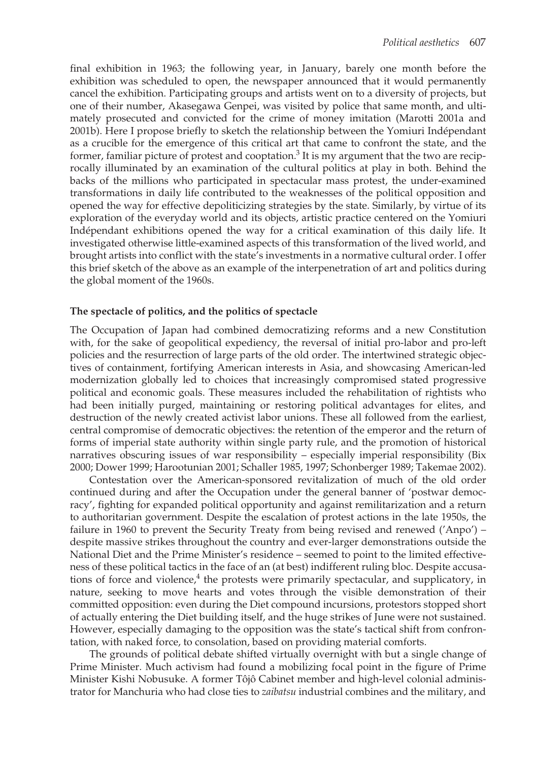final exhibition in 1963; the following year, in January, barely one month before the exhibition was scheduled to open, the newspaper announced that it would permanently cancel the exhibition. Participating groups and artists went on to a diversity of projects, but one of their number, Akasegawa Genpei, was visited by police that same month, and ultimately prosecuted and convicted for the crime of money imitation (Marotti 2001a and 2001b). Here I propose briefly to sketch the relationship between the Yomiuri Indépendant as a crucible for the emergence of this critical art that came to confront the state, and the former, familiar picture of protest and cooptation.[3] It is my argument that the two are reciprocally illuminated by an examination of the cultural politics at play in both. Behind the backs of the millions who participated in spectacular mass protest, the under-examined transformations in daily life contributed to the weaknesses of the political opposition and opened the way for effective depoliticizing strategies by the state. Similarly, by virtue of its exploration of the everyday world and its objects, artistic practice centered on the Yomiuri Indépendant exhibitions opened the way for a critical examination of this daily life. It investigated otherwise little-examined aspects of this transformation of the lived world, and brought artists into conflict with the state's investments in a normative cultural order. I offer this brief sketch of the above as an example of the interpenetration of art and politics during the global moment of the 1960s.

**The spectacle of politics, and the politics of spectacle**

The Occupation of Japan had combined democratizing reforms and a new Constitution with, for the sake of geopolitical expediency, the reversal of initial pro-labor and pro-left policies and the resurrection of large parts of the old order. The intertwined strategic objectives of containment, fortifying American interests in Asia, and showcasing American-led modernization globally led to choices that increasingly compromised stated progressive political and economic goals. These measures included the rehabilitation of rightists who had been initially purged, maintaining or restoring political advantages for elites, and destruction of the newly created activist labor unions. These all followed from the earliest, central compromise of democratic objectives: the retention of the emperor and the return of forms of imperial state authority within single party rule, and the promotion of historical narratives obscuring issues of war responsibility – especially imperial responsibility (Bix 2000; Dower 1999; Harootunian 2001; Schaller 1985, 1997; Schonberger 1989; Takemae 2002).

Contestation over the American-sponsored revitalization of much of the old order continued during and after the Occupation under the general banner of 'postwar democracy', fighting for expanded political opportunity and against remilitarization and a return to authoritarian government. Despite the escalation of protest actions in the late 1950s, the failure in 1960 to prevent the Security Treaty from being revised and renewed ('Anpo') – despite massive strikes throughout the country and ever-larger demonstrations outside the National Diet and the Prime Minister's residence – seemed to point to the limited effectiveness of these political tactics in the face of an (at best) indifferent ruling bloc. Despite accusations of force and violence,[4] the protests were primarily spectacular, and supplicatory, in nature, seeking to move hearts and votes through the visible demonstration of their committed opposition: even during the Diet compound incursions, protestors stopped short of actually entering the Diet building itself, and the huge strikes of June were not sustained. However, especially damaging to the opposition was the state's tactical shift from confrontation, with naked force, to consolation, based on providing material comforts.

The grounds of political debate shifted virtually overnight with but a single change of Prime Minister. Much activism had found a mobilizing focal point in the figure of Prime Minister Kishi Nobusuke. A former Tôjô Cabinet member and high-level colonial administrator for Manchuria who had close ties to *zaibatsu* industrial combines and the military, and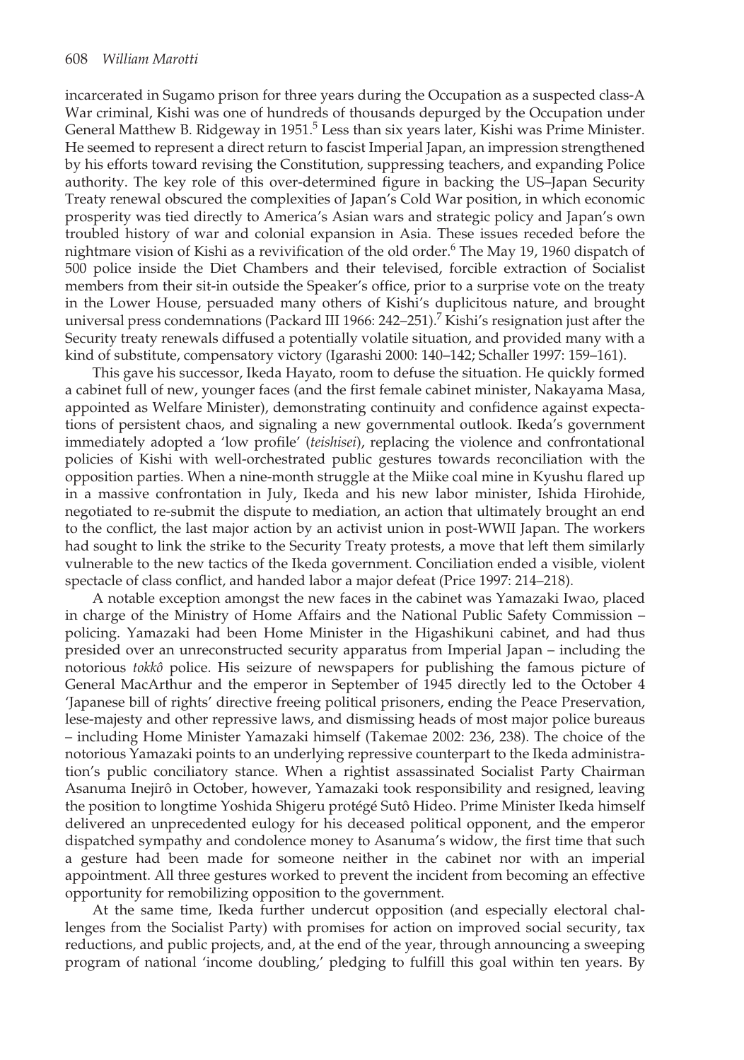incarcerated in Sugamo prison for three years during the Occupation as a suspected class-A War criminal, Kishi was one of hundreds of thousands depurged by the Occupation under General Matthew B. Ridgeway in 1951.[5] Less than six years later, Kishi was Prime Minister. He seemed to represent a direct return to fascist Imperial Japan, an impression strengthened by his efforts toward revising the Constitution, suppressing teachers, and expanding Police authority. The key role of this over-determined figure in backing the US–Japan Security Treaty renewal obscured the complexities of Japan's Cold War position, in which economic prosperity was tied directly to America's Asian wars and strategic policy and Japan's own troubled history of war and colonial expansion in Asia. These issues receded before the nightmare vision of Kishi as a revivification of the old order.[6] The May 19, 1960 dispatch of 500 police inside the Diet Chambers and their televised, forcible extraction of Socialist members from their sit-in outside the Speaker's office, prior to a surprise vote on the treaty in the Lower House, persuaded many others of Kishi's duplicitous nature, and brought universal press condemnations (Packard III 1966: 242–251).[7] Kishi's resignation just after the Security treaty renewals diffused a potentially volatile situation, and provided many with a kind of substitute, compensatory victory (Igarashi 2000: 140–142; Schaller 1997: 159–161).

This gave his successor, Ikeda Hayato, room to defuse the situation. He quickly formed a cabinet full of new, younger faces (and the first female cabinet minister, Nakayama Masa, appointed as Welfare Minister), demonstrating continuity and confidence against expectations of persistent chaos, and signaling a new governmental outlook. Ikeda's government immediately adopted a 'low profile' (*teishisei*), replacing the violence and confrontational policies of Kishi with well-orchestrated public gestures towards reconciliation with the opposition parties. When a nine-month struggle at the Miike coal mine in Kyushu flared up in a massive confrontation in July, Ikeda and his new labor minister, Ishida Hirohide, negotiated to re-submit the dispute to mediation, an action that ultimately brought an end to the conflict, the last major action by an activist union in post-WWII Japan. The workers had sought to link the strike to the Security Treaty protests, a move that left them similarly vulnerable to the new tactics of the Ikeda government. Conciliation ended a visible, violent spectacle of class conflict, and handed labor a major defeat (Price 1997: 214–218).

A notable exception amongst the new faces in the cabinet was Yamazaki Iwao, placed in charge of the Ministry of Home Affairs and the National Public Safety Commission – policing. Yamazaki had been Home Minister in the Higashikuni cabinet, and had thus presided over an unreconstructed security apparatus from Imperial Japan – including the notorious *tokkô* police. His seizure of newspapers for publishing the famous picture of General MacArthur and the emperor in September of 1945 directly led to the October 4 'Japanese bill of rights' directive freeing political prisoners, ending the Peace Preservation, lese-majesty and other repressive laws, and dismissing heads of most major police bureaus – including Home Minister Yamazaki himself (Takemae 2002: 236, 238). The choice of the notorious Yamazaki points to an underlying repressive counterpart to the Ikeda administration's public conciliatory stance. When a rightist assassinated Socialist Party Chairman Asanuma Inejirô in October, however, Yamazaki took responsibility and resigned, leaving the position to longtime Yoshida Shigeru protégé Sutô Hideo. Prime Minister Ikeda himself delivered an unprecedented eulogy for his deceased political opponent, and the emperor dispatched sympathy and condolence money to Asanuma's widow, the first time that such a gesture had been made for someone neither in the cabinet nor with an imperial appointment. All three gestures worked to prevent the incident from becoming an effective opportunity for remobilizing opposition to the government.

At the same time, Ikeda further undercut opposition (and especially electoral challenges from the Socialist Party) with promises for action on improved social security, tax reductions, and public projects, and, at the end of the year, through announcing a sweeping program of national 'income doubling,' pledging to fulfill this goal within ten years. By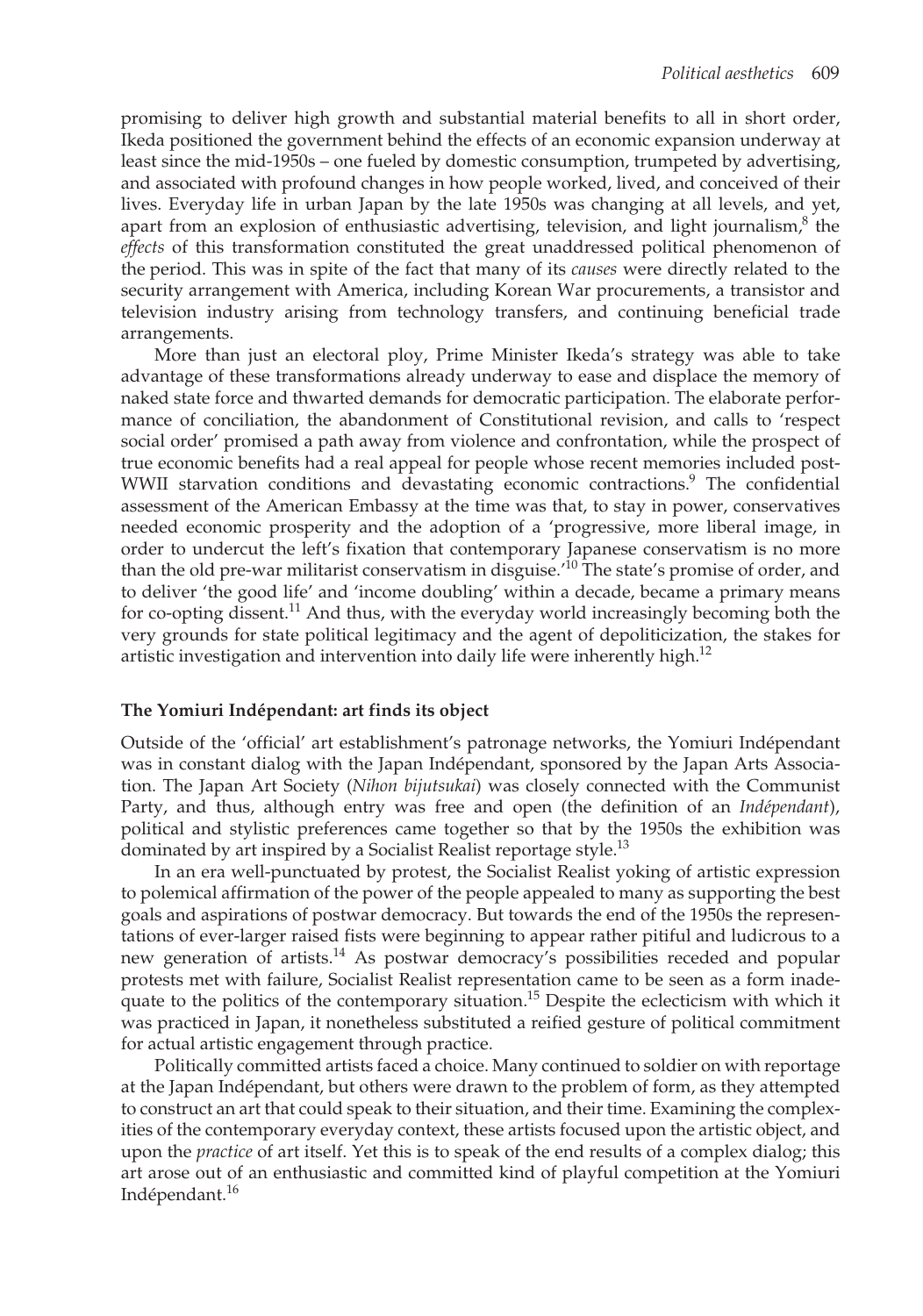promising to deliver high growth and substantial material benefits to all in short order, Ikeda positioned the government behind the effects of an economic expansion underway at least since the mid-1950s – one fueled by domestic consumption, trumpeted by advertising, and associated with profound changes in how people worked, lived, and conceived of their lives. Everyday life in urban Japan by the late 1950s was changing at all levels, and yet, apart from an explosion of enthusiastic advertising, television, and light journalism,[8] the *effects* of this transformation constituted the great unaddressed political phenomenon of the period. This was in spite of the fact that many of its *causes* were directly related to the security arrangement with America, including Korean War procurements, a transistor and television industry arising from technology transfers, and continuing beneficial trade arrangements.

More than just an electoral ploy, Prime Minister Ikeda's strategy was able to take advantage of these transformations already underway to ease and displace the memory of naked state force and thwarted demands for democratic participation. The elaborate performance of conciliation, the abandonment of Constitutional revision, and calls to 'respect social order' promised a path away from violence and confrontation, while the prospect of true economic benefits had a real appeal for people whose recent memories included post-WWII starvation conditions and devastating economic contractions.[9] The confidential assessment of the American Embassy at the time was that, to stay in power, conservatives needed economic prosperity and the adoption of a 'progressive, more liberal image, in order to undercut the left's fixation that contemporary Japanese conservatism is no more than the old pre-war militarist conservatism in disguise.'[10] The state's promise of order, and to deliver 'the good life' and 'income doubling' within a decade, became a primary means for co-opting dissent.[11] And thus, with the everyday world increasingly becoming both the very grounds for state political legitimacy and the agent of depoliticization, the stakes for artistic investigation and intervention into daily life were inherently high.[12]

### The Yomiuri Indépendant: art finds its object

Outside of the 'official' art establishment's patronage networks, the Yomiuri Indépendant was in constant dialog with the Japan Indépendant, sponsored by the Japan Arts Association. The Japan Art Society (*Nihon bijutsukai*) was closely connected with the Communist Party, and thus, although entry was free and open (the definition of an *Indépendant*), political and stylistic preferences came together so that by the 1950s the exhibition was dominated by art inspired by a Socialist Realist reportage style.[13]

In an era well-punctuated by protest, the Socialist Realist yoking of artistic expression to polemical affirmation of the power of the people appealed to many as supporting the best goals and aspirations of postwar democracy. But towards the end of the 1950s the representations of ever-larger raised fists were beginning to appear rather pitiful and ludicrous to a new generation of artists.[14] As postwar democracy's possibilities receded and popular protests met with failure, Socialist Realist representation came to be seen as a form inadequate to the politics of the contemporary situation.[15] Despite the eclecticism with which it was practiced in Japan, it nonetheless substituted a reified gesture of political commitment for actual artistic engagement through practice.

Politically committed artists faced a choice. Many continued to soldier on with reportage at the Japan Indépendant, but others were drawn to the problem of form, as they attempted to construct an art that could speak to their situation, and their time. Examining the complexities of the contemporary everyday context, these artists focused upon the artistic object, and upon the *practice* of art itself. Yet this is to speak of the end results of a complex dialog; this art arose out of an enthusiastic and committed kind of playful competition at the Yomiuri Indépendant.[16]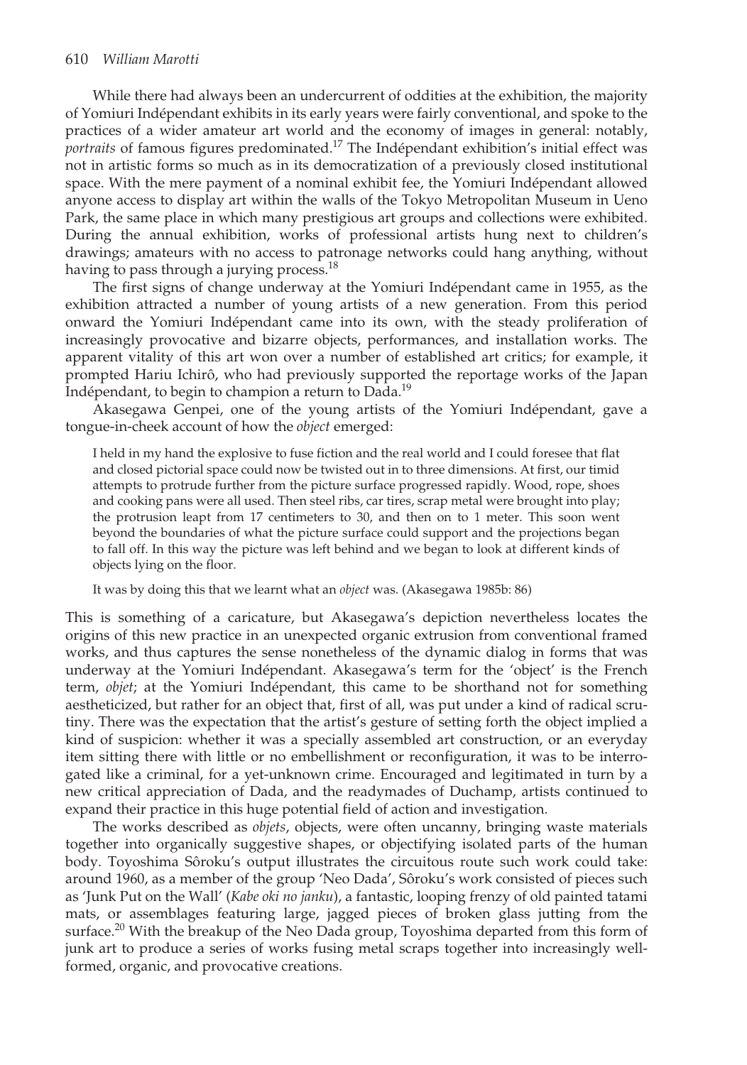While there had always been an undercurrent of oddities at the exhibition, the majority of Yomiuri Indépendant exhibits in its early years were fairly conventional, and spoke to the practices of a wider amateur art world and the economy of images in general: notably, *portraits* of famous figures predominated.[17] The Indépendant exhibition's initial effect was not in artistic forms so much as in its democratization of a previously closed institutional space. With the mere payment of a nominal exhibit fee, the Yomiuri Indépendant allowed anyone access to display art within the walls of the Tokyo Metropolitan Museum in Ueno Park, the same place in which many prestigious art groups and collections were exhibited. During the annual exhibition, works of professional artists hung next to children's drawings; amateurs with no access to patronage networks could hang anything, without having to pass through a jurying process.[18]

The first signs of change underway at the Yomiuri Indépendant came in 1955, as the exhibition attracted a number of young artists of a new generation. From this period onward the Yomiuri Indépendant came into its own, with the steady proliferation of increasingly provocative and bizarre objects, performances, and installation works. The apparent vitality of this art won over a number of established art critics; for example, it prompted Hariu Ichirô, who had previously supported the reportage works of the Japan Indépendant, to begin to champion a return to Dada.[19]

Akasegawa Genpei, one of the young artists of the Yomiuri Indépendant, gave a tongue-in-cheek account of how the *object* emerged:

> I held in my hand the explosive to fuse fiction and the real world and I could foresee that flat and closed pictorial space could now be twisted out in to three dimensions. At first, our timid attempts to protrude further from the picture surface progressed rapidly. Wood, rope, shoes and cooking pans were all used. Then steel ribs, car tires, scrap metal were brought into play; the protrusion leapt from 17 centimeters to 30, and then on to 1 meter. This soon went beyond the boundaries of what the picture surface could support and the projections began to fall off. In this way the picture was left behind and we began to look at different kinds of objects lying on the floor.
>
> It was by doing this that we learnt what an *object* was. (Akasegawa 1985b: 86)

This is something of a caricature, but Akasegawa's depiction nevertheless locates the origins of this new practice in an unexpected organic extrusion from conventional framed works, and thus captures the sense nonetheless of the dynamic dialog in forms that was underway at the Yomiuri Indépendant. Akasegawa's term for the 'object' is the French term, *objet*; at the Yomiuri Indépendant, this came to be shorthand not for something aestheticized, but rather for an object that, first of all, was put under a kind of radical scrutiny. There was the expectation that the artist's gesture of setting forth the object implied a kind of suspicion: whether it was a specially assembled art construction, or an everyday item sitting there with little or no embellishment or reconfiguration, it was to be interrogated like a criminal, for a yet-unknown crime. Encouraged and legitimated in turn by a new critical appreciation of Dada, and the readymades of Duchamp, artists continued to expand their practice in this huge potential field of action and investigation.

The works described as *objets*, objects, were often uncanny, bringing waste materials together into organically suggestive shapes, or objectifying isolated parts of the human body. Toyoshima Sôroku's output illustrates the circuitous route such work could take: around 1960, as a member of the group 'Neo Dada', Sôroku's work consisted of pieces such as 'Junk Put on the Wall' (*Kabe oki no janku*), a fantastic, looping frenzy of old painted tatami mats, or assemblages featuring large, jagged pieces of broken glass jutting from the surface.[20] With the breakup of the Neo Dada group, Toyoshima departed from this form of junk art to produce a series of works fusing metal scraps together into increasingly well-formed, organic, and provocative creations.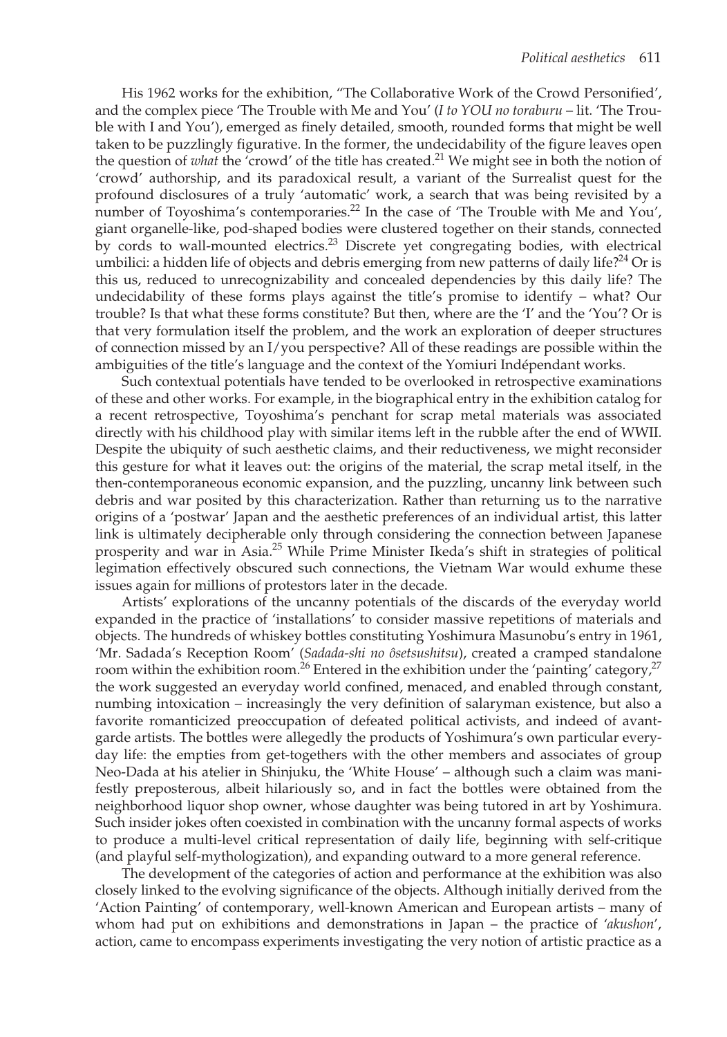His 1962 works for the exhibition, "The Collaborative Work of the Crowd Personified', and the complex piece 'The Trouble with Me and You' (*I to YOU no toraburu* – lit. 'The Trouble with I and You'), emerged as finely detailed, smooth, rounded forms that might be well taken to be puzzlingly figurative. In the former, the undecidability of the figure leaves open the question of *what* the 'crowd' of the title has created.[21] We might see in both the notion of 'crowd' authorship, and its paradoxical result, a variant of the Surrealist quest for the profound disclosures of a truly 'automatic' work, a search that was being revisited by a number of Toyoshima's contemporaries.[22] In the case of 'The Trouble with Me and You', giant organelle-like, pod-shaped bodies were clustered together on their stands, connected by cords to wall-mounted electrics.[23] Discrete yet congregating bodies, with electrical umbilici: a hidden life of objects and debris emerging from new patterns of daily life?[24] Or is this us, reduced to unrecognizability and concealed dependencies by this daily life? The undecidability of these forms plays against the title's promise to identify – what? Our trouble? Is that what these forms constitute? But then, where are the 'I' and the 'You'? Or is that very formulation itself the problem, and the work an exploration of deeper structures of connection missed by an I/you perspective? All of these readings are possible within the ambiguities of the title's language and the context of the Yomiuri Indépendant works.

Such contextual potentials have tended to be overlooked in retrospective examinations of these and other works. For example, in the biographical entry in the exhibition catalog for a recent retrospective, Toyoshima's penchant for scrap metal materials was associated directly with his childhood play with similar items left in the rubble after the end of WWII. Despite the ubiquity of such aesthetic claims, and their reductiveness, we might reconsider this gesture for what it leaves out: the origins of the material, the scrap metal itself, in the then-contemporaneous economic expansion, and the puzzling, uncanny link between such debris and war posited by this characterization. Rather than returning us to the narrative origins of a 'postwar' Japan and the aesthetic preferences of an individual artist, this latter link is ultimately decipherable only through considering the connection between Japanese prosperity and war in Asia.[25] While Prime Minister Ikeda's shift in strategies of political legimation effectively obscured such connections, the Vietnam War would exhume these issues again for millions of protestors later in the decade.

Artists' explorations of the uncanny potentials of the discards of the everyday world expanded in the practice of 'installations' to consider massive repetitions of materials and objects. The hundreds of whiskey bottles constituting Yoshimura Masunobu's entry in 1961, 'Mr. Sadada's Reception Room' (*Sadada-shi no ôsetsushitsu*), created a cramped standalone room within the exhibition room.[26] Entered in the exhibition under the 'painting' category,[27] the work suggested an everyday world confined, menaced, and enabled through constant, numbing intoxication – increasingly the very definition of salaryman existence, but also a favorite romanticized preoccupation of defeated political activists, and indeed of avant-garde artists. The bottles were allegedly the products of Yoshimura's own particular everyday life: the empties from get-togethers with the other members and associates of group Neo-Dada at his atelier in Shinjuku, the 'White House' – although such a claim was manifestly preposterous, albeit hilariously so, and in fact the bottles were obtained from the neighborhood liquor shop owner, whose daughter was being tutored in art by Yoshimura. Such insider jokes often coexisted in combination with the uncanny formal aspects of works to produce a multi-level critical representation of daily life, beginning with self-critique (and playful self-mythologization), and expanding outward to a more general reference.

The development of the categories of action and performance at the exhibition was also closely linked to the evolving significance of the objects. Although initially derived from the 'Action Painting' of contemporary, well-known American and European artists – many of whom had put on exhibitions and demonstrations in Japan – the practice of '*akushon*', action, came to encompass experiments investigating the very notion of artistic practice as a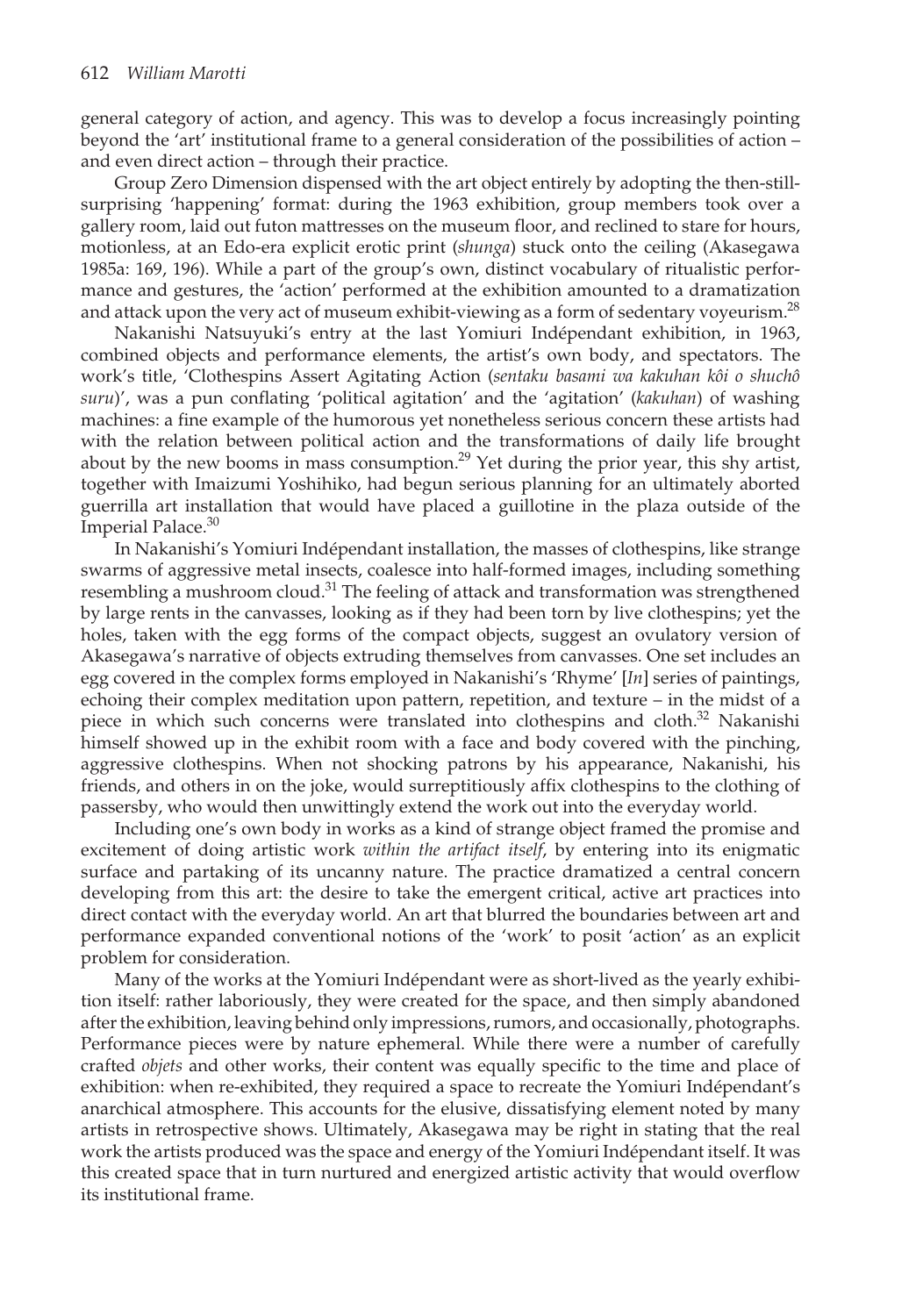general category of action, and agency. This was to develop a focus increasingly pointing beyond the 'art' institutional frame to a general consideration of the possibilities of action – and even direct action – through their practice.

Group Zero Dimension dispensed with the art object entirely by adopting the then-still-surprising 'happening' format: during the 1963 exhibition, group members took over a gallery room, laid out futon mattresses on the museum floor, and reclined to stare for hours, motionless, at an Edo-era explicit erotic print (*shunga*) stuck onto the ceiling (Akasegawa 1985a: 169, 196). While a part of the group's own, distinct vocabulary of ritualistic performance and gestures, the 'action' performed at the exhibition amounted to a dramatization and attack upon the very act of museum exhibit-viewing as a form of sedentary voyeurism.[28]

Nakanishi Natsuyuki's entry at the last Yomiuri Indépendant exhibition, in 1963, combined objects and performance elements, the artist's own body, and spectators. The work's title, 'Clothespins Assert Agitating Action (*sentaku basami wa kakuhan kôi o shuchô suru*)', was a pun conflating 'political agitation' and the 'agitation' (*kakuhan*) of washing machines: a fine example of the humorous yet nonetheless serious concern these artists had with the relation between political action and the transformations of daily life brought about by the new booms in mass consumption.[29] Yet during the prior year, this shy artist, together with Imaizumi Yoshihiko, had begun serious planning for an ultimately aborted guerrilla art installation that would have placed a guillotine in the plaza outside of the Imperial Palace.[30]

In Nakanishi's Yomiuri Indépendant installation, the masses of clothespins, like strange swarms of aggressive metal insects, coalesce into half-formed images, including something resembling a mushroom cloud.[31] The feeling of attack and transformation was strengthened by large rents in the canvasses, looking as if they had been torn by live clothespins; yet the holes, taken with the egg forms of the compact objects, suggest an ovulatory version of Akasegawa's narrative of objects extruding themselves from canvasses. One set includes an egg covered in the complex forms employed in Nakanishi's 'Rhyme' [*In*] series of paintings, echoing their complex meditation upon pattern, repetition, and texture – in the midst of a piece in which such concerns were translated into clothespins and cloth.[32] Nakanishi himself showed up in the exhibit room with a face and body covered with the pinching, aggressive clothespins. When not shocking patrons by his appearance, Nakanishi, his friends, and others in on the joke, would surreptitiously affix clothespins to the clothing of passersby, who would then unwittingly extend the work out into the everyday world.

Including one's own body in works as a kind of strange object framed the promise and excitement of doing artistic work *within the artifact itself*, by entering into its enigmatic surface and partaking of its uncanny nature. The practice dramatized a central concern developing from this art: the desire to take the emergent critical, active art practices into direct contact with the everyday world. An art that blurred the boundaries between art and performance expanded conventional notions of the 'work' to posit 'action' as an explicit problem for consideration.

Many of the works at the Yomiuri Indépendant were as short-lived as the yearly exhibition itself: rather laboriously, they were created for the space, and then simply abandoned after the exhibition, leaving behind only impressions, rumors, and occasionally, photographs. Performance pieces were by nature ephemeral. While there were a number of carefully crafted *objets* and other works, their content was equally specific to the time and place of exhibition: when re-exhibited, they required a space to recreate the Yomiuri Indépendant's anarchical atmosphere. This accounts for the elusive, dissatisfying element noted by many artists in retrospective shows. Ultimately, Akasegawa may be right in stating that the real work the artists produced was the space and energy of the Yomiuri Indépendant itself. It was this created space that in turn nurtured and energized artistic activity that would overflow its institutional frame.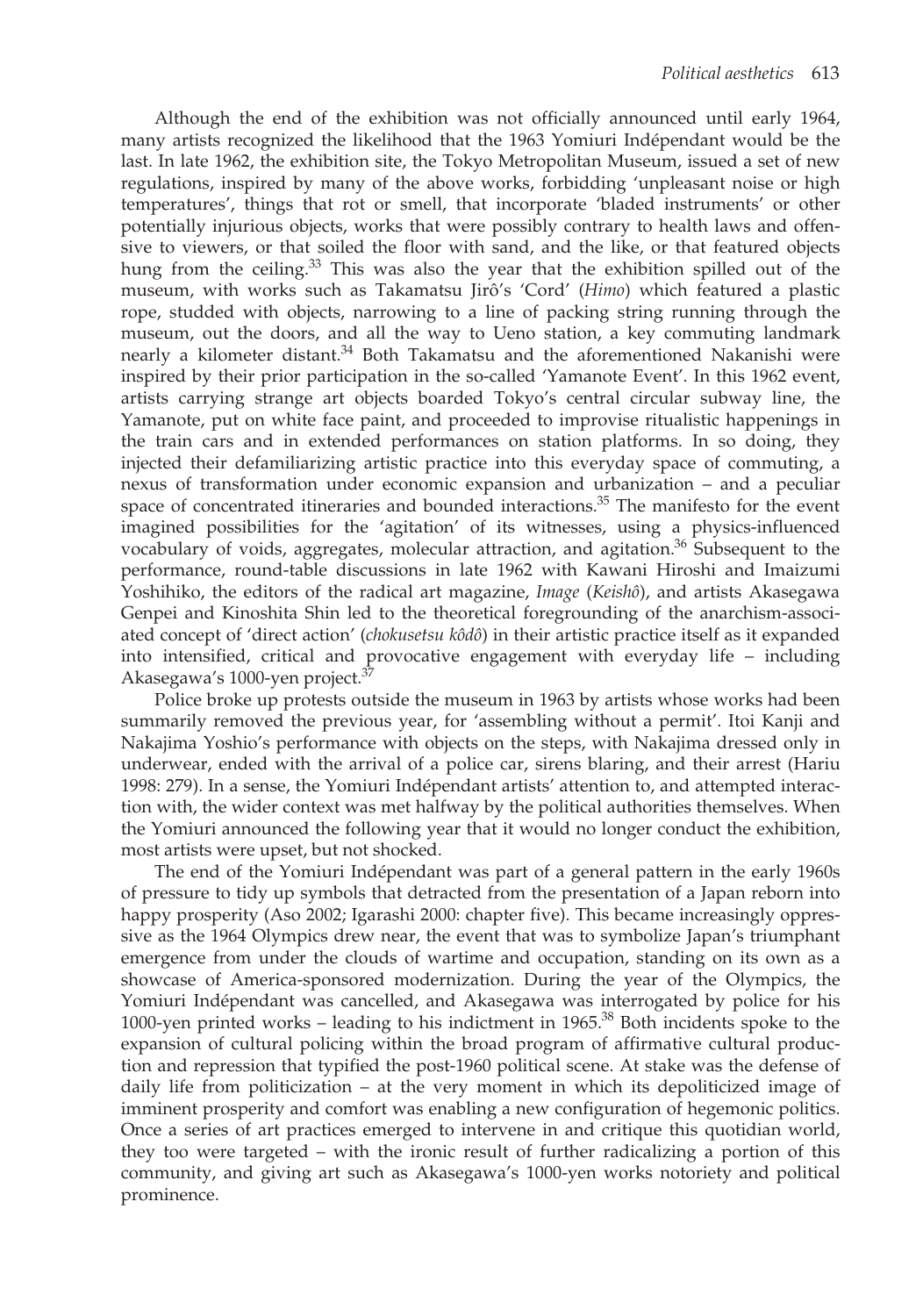Although the end of the exhibition was not officially announced until early 1964, many artists recognized the likelihood that the 1963 Yomiuri Indépendant would be the last. In late 1962, the exhibition site, the Tokyo Metropolitan Museum, issued a set of new regulations, inspired by many of the above works, forbidding 'unpleasant noise or high temperatures', things that rot or smell, that incorporate 'bladed instruments' or other potentially injurious objects, works that were possibly contrary to health laws and offensive to viewers, or that soiled the floor with sand, and the like, or that featured objects hung from the ceiling.[33] This was also the year that the exhibition spilled out of the museum, with works such as Takamatsu Jirô's 'Cord' (*Himo*) which featured a plastic rope, studded with objects, narrowing to a line of packing string running through the museum, out the doors, and all the way to Ueno station, a key commuting landmark nearly a kilometer distant.[34] Both Takamatsu and the aforementioned Nakanishi were inspired by their prior participation in the so-called 'Yamanote Event'. In this 1962 event, artists carrying strange art objects boarded Tokyo's central circular subway line, the Yamanote, put on white face paint, and proceeded to improvise ritualistic happenings in the train cars and in extended performances on station platforms. In so doing, they injected their defamiliarizing artistic practice into this everyday space of commuting, a nexus of transformation under economic expansion and urbanization – and a peculiar space of concentrated itineraries and bounded interactions.[35] The manifesto for the event imagined possibilities for the 'agitation' of its witnesses, using a physics-influenced vocabulary of voids, aggregates, molecular attraction, and agitation.[36] Subsequent to the performance, round-table discussions in late 1962 with Kawani Hiroshi and Imaizumi Yoshihiko, the editors of the radical art magazine, *Image* (*Keishô*), and artists Akasegawa Genpei and Kinoshita Shin led to the theoretical foregrounding of the anarchism-associated concept of 'direct action' (*chokusetsu kôdô*) in their artistic practice itself as it expanded into intensified, critical and provocative engagement with everyday life – including Akasegawa's 1000-yen project.[37]

Police broke up protests outside the museum in 1963 by artists whose works had been summarily removed the previous year, for 'assembling without a permit'. Itoi Kanji and Nakajima Yoshio's performance with objects on the steps, with Nakajima dressed only in underwear, ended with the arrival of a police car, sirens blaring, and their arrest (Hariu 1998: 279). In a sense, the Yomiuri Indépendant artists' attention to, and attempted interaction with, the wider context was met halfway by the political authorities themselves. When the Yomiuri announced the following year that it would no longer conduct the exhibition, most artists were upset, but not shocked.

The end of the Yomiuri Indépendant was part of a general pattern in the early 1960s of pressure to tidy up symbols that detracted from the presentation of a Japan reborn into happy prosperity (Aso 2002; Igarashi 2000: chapter five). This became increasingly oppressive as the 1964 Olympics drew near, the event that was to symbolize Japan's triumphant emergence from under the clouds of wartime and occupation, standing on its own as a showcase of America-sponsored modernization. During the year of the Olympics, the Yomiuri Indépendant was cancelled, and Akasegawa was interrogated by police for his 1000-yen printed works – leading to his indictment in 1965.[38] Both incidents spoke to the expansion of cultural policing within the broad program of affirmative cultural production and repression that typified the post-1960 political scene. At stake was the defense of daily life from politicization – at the very moment in which its depoliticized image of imminent prosperity and comfort was enabling a new configuration of hegemonic politics. Once a series of art practices emerged to intervene in and critique this quotidian world, they too were targeted – with the ironic result of further radicalizing a portion of this community, and giving art such as Akasegawa's 1000-yen works notoriety and political prominence.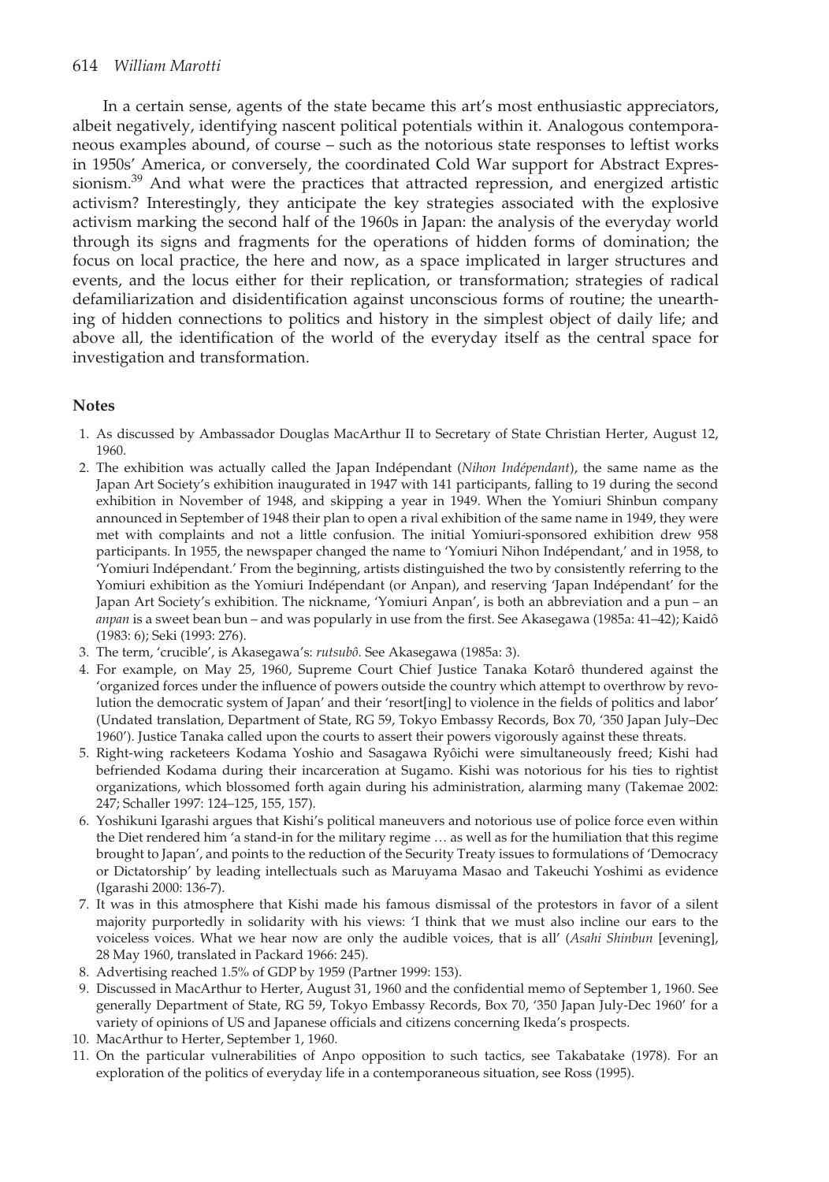In a certain sense, agents of the state became this art's most enthusiastic appreciators, albeit negatively, identifying nascent political potentials within it. Analogous contemporaneous examples abound, of course – such as the notorious state responses to leftist works in 1950s' America, or conversely, the coordinated Cold War support for Abstract Expressionism.[39] And what were the practices that attracted repression, and energized artistic activism? Interestingly, they anticipate the key strategies associated with the explosive activism marking the second half of the 1960s in Japan: the analysis of the everyday world through its signs and fragments for the operations of hidden forms of domination; the focus on local practice, the here and now, as a space implicated in larger structures and events, and the locus either for their replication, or transformation; strategies of radical defamiliarization and disidentification against unconscious forms of routine; the unearthing of hidden connections to politics and history in the simplest object of daily life; and above all, the identification of the world of the everyday itself as the central space for investigation and transformation.

## Notes

1. As discussed by Ambassador Douglas MacArthur II to Secretary of State Christian Herter, August 12, 1960.
2. The exhibition was actually called the Japan Indépendant (*Nihon Indépendant*), the same name as the Japan Art Society's exhibition inaugurated in 1947 with 141 participants, falling to 19 during the second exhibition in November of 1948, and skipping a year in 1949. When the Yomiuri Shinbun company announced in September of 1948 their plan to open a rival exhibition of the same name in 1949, they were met with complaints and not a little confusion. The initial Yomiuri-sponsored exhibition drew 958 participants. In 1955, the newspaper changed the name to 'Yomiuri Nihon Indépendant,' and in 1958, to 'Yomiuri Indépendant.' From the beginning, artists distinguished the two by consistently referring to the Yomiuri exhibition as the Yomiuri Indépendant (or Anpan), and reserving 'Japan Indépendant' for the Japan Art Society's exhibition. The nickname, 'Yomiuri Anpan', is both an abbreviation and a pun – an *anpan* is a sweet bean bun – and was popularly in use from the first. See Akasegawa (1985a: 41–42); Kaidô (1983: 6); Seki (1993: 276).
3. The term, 'crucible', is Akasegawa's: *rutsubô*. See Akasegawa (1985a: 3).
4. For example, on May 25, 1960, Supreme Court Chief Justice Tanaka Kotarô thundered against the 'organized forces under the influence of powers outside the country which attempt to overthrow by revolution the democratic system of Japan' and their 'resort[ing] to violence in the fields of politics and labor' (Undated translation, Department of State, RG 59, Tokyo Embassy Records, Box 70, '350 Japan July–Dec 1960'). Justice Tanaka called upon the courts to assert their powers vigorously against these threats.
5. Right-wing racketeers Kodama Yoshio and Sasagawa Ryôichi were simultaneously freed; Kishi had befriended Kodama during their incarceration at Sugamo. Kishi was notorious for his ties to rightist organizations, which blossomed forth again during his administration, alarming many (Takemae 2002: 247; Schaller 1997: 124–125, 155, 157).
6. Yoshikuni Igarashi argues that Kishi's political maneuvers and notorious use of police force even within the Diet rendered him 'a stand-in for the military regime … as well as for the humiliation that this regime brought to Japan', and points to the reduction of the Security Treaty issues to formulations of 'Democracy or Dictatorship' by leading intellectuals such as Maruyama Masao and Takeuchi Yoshimi as evidence (Igarashi 2000: 136-7).
7. It was in this atmosphere that Kishi made his famous dismissal of the protestors in favor of a silent majority purportedly in solidarity with his views: 'I think that we must also incline our ears to the voiceless voices. What we hear now are only the audible voices, that is all' (*Asahi Shinbun* [evening], 28 May 1960, translated in Packard 1966: 245).
8. Advertising reached 1.5% of GDP by 1959 (Partner 1999: 153).
9. Discussed in MacArthur to Herter, August 31, 1960 and the confidential memo of September 1, 1960. See generally Department of State, RG 59, Tokyo Embassy Records, Box 70, '350 Japan July-Dec 1960' for a variety of opinions of US and Japanese officials and citizens concerning Ikeda's prospects.
10. MacArthur to Herter, September 1, 1960.
11. On the particular vulnerabilities of Anpo opposition to such tactics, see Takabatake (1978). For an exploration of the politics of everyday life in a contemporaneous situation, see Ross (1995).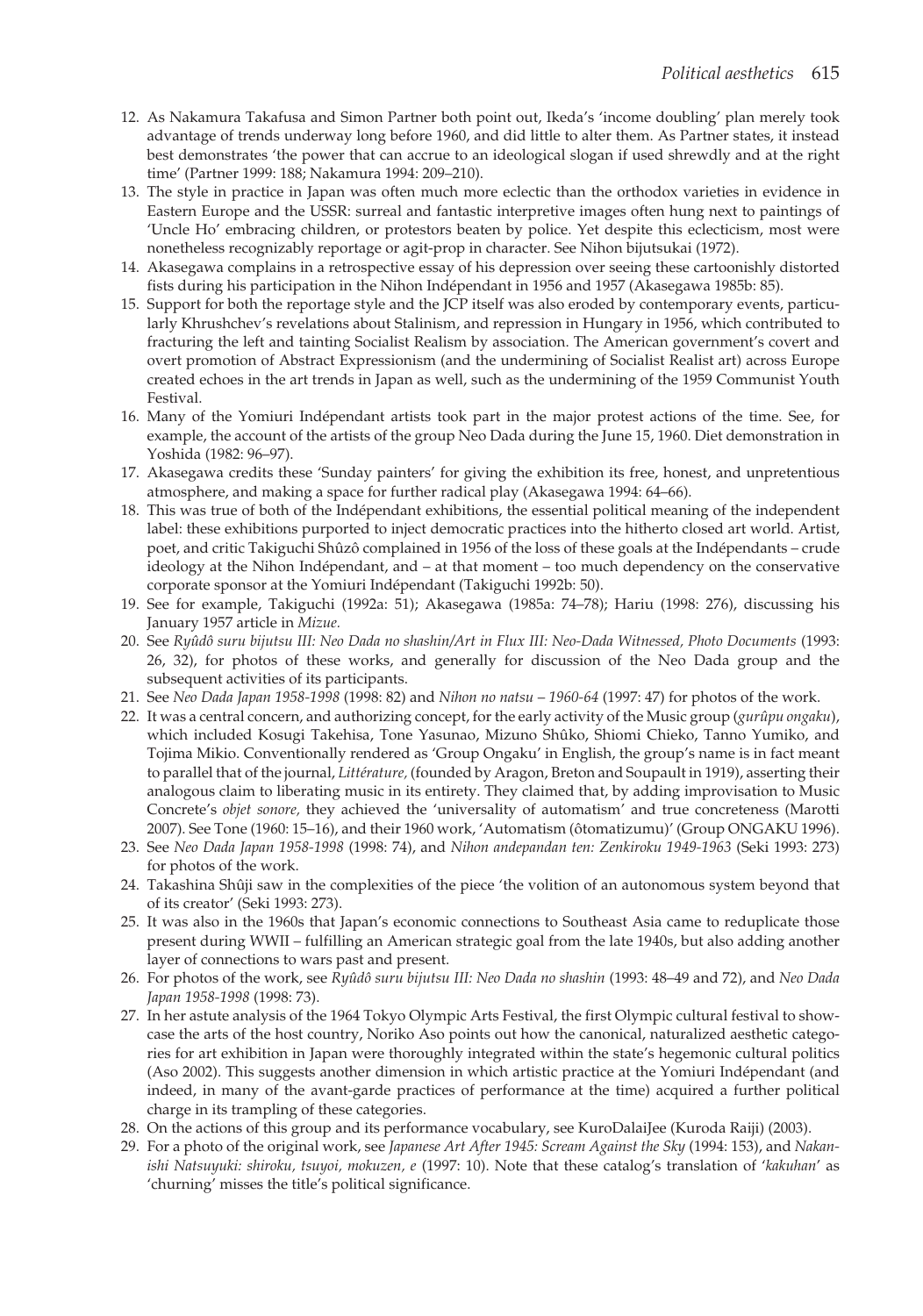12. As Nakamura Takafusa and Simon Partner both point out, Ikeda's 'income doubling' plan merely took advantage of trends underway long before 1960, and did little to alter them. As Partner states, it instead best demonstrates 'the power that can accrue to an ideological slogan if used shrewdly and at the right time' (Partner 1999: 188; Nakamura 1994: 209–210).
13. The style in practice in Japan was often much more eclectic than the orthodox varieties in evidence in Eastern Europe and the USSR: surreal and fantastic interpretive images often hung next to paintings of 'Uncle Ho' embracing children, or protestors beaten by police. Yet despite this eclecticism, most were nonetheless recognizably reportage or agit-prop in character. See Nihon bijutsukai (1972).
14. Akasegawa complains in a retrospective essay of his depression over seeing these cartoonishly distorted fists during his participation in the Nihon Indépendant in 1956 and 1957 (Akasegawa 1985b: 85).
15. Support for both the reportage style and the JCP itself was also eroded by contemporary events, particularly Khrushchev's revelations about Stalinism, and repression in Hungary in 1956, which contributed to fracturing the left and tainting Socialist Realism by association. The American government's covert and overt promotion of Abstract Expressionism (and the undermining of Socialist Realist art) across Europe created echoes in the art trends in Japan as well, such as the undermining of the 1959 Communist Youth Festival.
16. Many of the Yomiuri Indépendant artists took part in the major protest actions of the time. See, for example, the account of the artists of the group Neo Dada during the June 15, 1960. Diet demonstration in Yoshida (1982: 96–97).
17. Akasegawa credits these 'Sunday painters' for giving the exhibition its free, honest, and unpretentious atmosphere, and making a space for further radical play (Akasegawa 1994: 64–66).
18. This was true of both of the Indépendant exhibitions, the essential political meaning of the independent label: these exhibitions purported to inject democratic practices into the hitherto closed art world. Artist, poet, and critic Takiguchi Shûzô complained in 1956 of the loss of these goals at the Indépendants – crude ideology at the Nihon Indépendant, and – at that moment – too much dependency on the conservative corporate sponsor at the Yomiuri Indépendant (Takiguchi 1992b: 50).
19. See for example, Takiguchi (1992a: 51); Akasegawa (1985a: 74–78); Hariu (1998: 276), discussing his January 1957 article in *Mizue*.
20. See *Ryûdô suru bijutsu III: Neo Dada no shashin/Art in Flux III: Neo-Dada Witnessed, Photo Documents* (1993: 26, 32), for photos of these works, and generally for discussion of the Neo Dada group and the subsequent activities of its participants.
21. See *Neo Dada Japan 1958-1998* (1998: 82) and *Nihon no natsu – 1960-64* (1997: 47) for photos of the work.
22. It was a central concern, and authorizing concept, for the early activity of the Music group (*gurûpu ongaku*), which included Kosugi Takehisa, Tone Yasunao, Mizuno Shûko, Shiomi Chieko, Tanno Yumiko, and Tojima Mikio. Conventionally rendered as 'Group Ongaku' in English, the group's name is in fact meant to parallel that of the journal, *Littérature,* (founded by Aragon, Breton and Soupault in 1919), asserting their analogous claim to liberating music in its entirety. They claimed that, by adding improvisation to Music Concrete's *objet sonore,* they achieved the 'universality of automatism' and true concreteness (Marotti 2007). See Tone (1960: 15–16), and their 1960 work, 'Automatism (ôtomatizumu)' (Group ONGAKU 1996).
23. See *Neo Dada Japan 1958-1998* (1998: 74), and *Nihon andepandan ten: Zenkiroku 1949-1963* (Seki 1993: 273) for photos of the work.
24. Takashina Shûji saw in the complexities of the piece 'the volition of an autonomous system beyond that of its creator' (Seki 1993: 273).
25. It was also in the 1960s that Japan's economic connections to Southeast Asia came to reduplicate those present during WWII – fulfilling an American strategic goal from the late 1940s, but also adding another layer of connections to wars past and present.
26. For photos of the work, see *Ryûdô suru bijutsu III: Neo Dada no shashin* (1993: 48–49 and 72), and *Neo Dada Japan 1958-1998* (1998: 73).
27. In her astute analysis of the 1964 Tokyo Olympic Arts Festival, the first Olympic cultural festival to showcase the arts of the host country, Noriko Aso points out how the canonical, naturalized aesthetic categories for art exhibition in Japan were thoroughly integrated within the state's hegemonic cultural politics (Aso 2002). This suggests another dimension in which artistic practice at the Yomiuri Indépendant (and indeed, in many of the avant-garde practices of performance at the time) acquired a further political charge in its trampling of these categories.
28. On the actions of this group and its performance vocabulary, see KuroDalaiJee (Kuroda Raiji) (2003).
29. For a photo of the original work, see *Japanese Art After 1945: Scream Against the Sky* (1994: 153), and *Nakanishi Natsuyuki: shiroku, tsuyoi, mokuzen, e* (1997: 10). Note that these catalog's translation of '*kakuhan*' as 'churning' misses the title's political significance.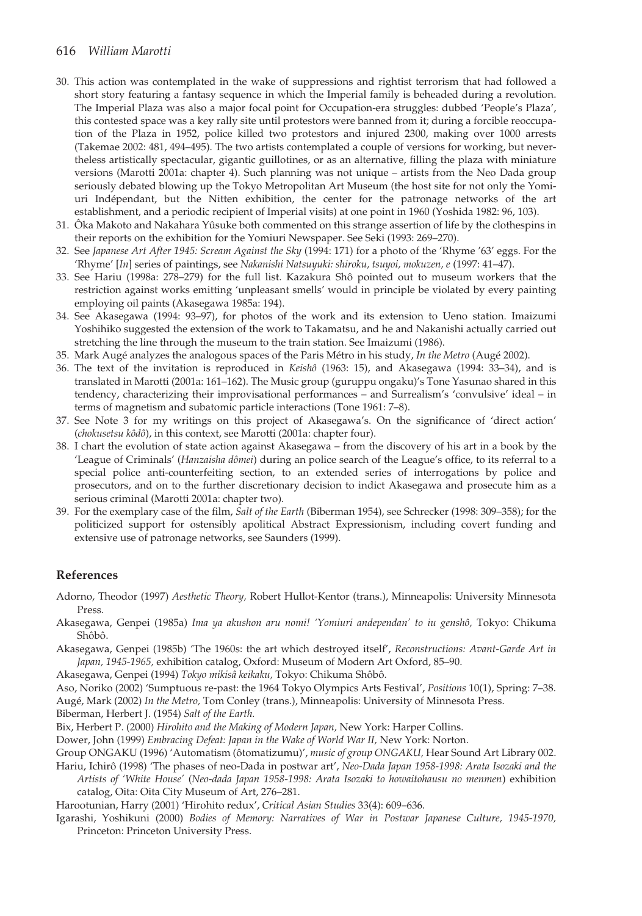30. This action was contemplated in the wake of suppressions and rightist terrorism that had followed a short story featuring a fantasy sequence in which the Imperial family is beheaded during a revolution. The Imperial Plaza was also a major focal point for Occupation-era struggles: dubbed 'People's Plaza', this contested space was a key rally site until protestors were banned from it; during a forcible reoccupation of the Plaza in 1952, police killed two protestors and injured 2300, making over 1000 arrests (Takemae 2002: 481, 494–495). The two artists contemplated a couple of versions for working, but nevertheless artistically spectacular, gigantic guillotines, or as an alternative, filling the plaza with miniature versions (Marotti 2001a: chapter 4). Such planning was not unique – artists from the Neo Dada group seriously debated blowing up the Tokyo Metropolitan Art Museum (the host site for not only the Yomiuri Indépendant, but the Nitten exhibition, the center for the patronage networks of the art establishment, and a periodic recipient of Imperial visits) at one point in 1960 (Yoshida 1982: 96, 103).
31. Ôka Makoto and Nakahara Yûsuke both commented on this strange assertion of life by the clothespins in their reports on the exhibition for the Yomiuri Newspaper. See Seki (1993: 269–270).
32. See *Japanese Art After 1945: Scream Against the Sky* (1994: 171) for a photo of the 'Rhyme '63' eggs. For the 'Rhyme' [*In*] series of paintings, see *Nakanishi Natsuyuki: shiroku, tsuyoi, mokuzen, e* (1997: 41–47).
33. See Hariu (1998a: 278–279) for the full list. Kazakura Shô pointed out to museum workers that the restriction against works emitting 'unpleasant smells' would in principle be violated by every painting employing oil paints (Akasegawa 1985a: 194).
34. See Akasegawa (1994: 93–97), for photos of the work and its extension to Ueno station. Imaizumi Yoshihiko suggested the extension of the work to Takamatsu, and he and Nakanishi actually carried out stretching the line through the museum to the train station. See Imaizumi (1986).
35. Mark Augé analyzes the analogous spaces of the Paris Métro in his study, *In the Metro* (Augé 2002).
36. The text of the invitation is reproduced in *Keishô* (1963: 15), and Akasegawa (1994: 33–34), and is translated in Marotti (2001a: 161–162). The Music group (guruppu ongaku)'s Tone Yasunao shared in this tendency, characterizing their improvisational performances – and Surrealism's 'convulsive' ideal – in terms of magnetism and subatomic particle interactions (Tone 1961: 7–8).
37. See Note 3 for my writings on this project of Akasegawa's. On the significance of 'direct action' (*chokusetsu kôdô*), in this context, see Marotti (2001a: chapter four).
38. I chart the evolution of state action against Akasegawa – from the discovery of his art in a book by the 'League of Criminals' (*Hanzaisha dômei*) during an police search of the League's office, to its referral to a special police anti-counterfeiting section, to an extended series of interrogations by police and prosecutors, and on to the further discretionary decision to indict Akasegawa and prosecute him as a serious criminal (Marotti 2001a: chapter two).
39. For the exemplary case of the film, *Salt of the Earth* (Biberman 1954), see Schrecker (1998: 309–358); for the politicized support for ostensibly apolitical Abstract Expressionism, including covert funding and extensive use of patronage networks, see Saunders (1999).

## References

Adorno, Theodor (1997) *Aesthetic Theory,* Robert Hullot-Kentor (trans.), Minneapolis: University Minnesota Press.

Akasegawa, Genpei (1985a) *Ima ya akushon aru nomi! 'Yomiuri andependan' to iu genshô,* Tokyo: Chikuma Shôbô.

Akasegawa, Genpei (1985b) 'The 1960s: the art which destroyed itself', *Reconstructions: Avant-Garde Art in Japan, 1945-1965,* exhibition catalog, Oxford: Museum of Modern Art Oxford, 85–90.

Akasegawa, Genpei (1994) *Tokyo mikisâ keikaku,* Tokyo: Chikuma Shôbô.

Aso, Noriko (2002) 'Sumptuous re-past: the 1964 Tokyo Olympics Arts Festival', *Positions* 10(1), Spring: 7–38.

Augé, Mark (2002) *In the Metro,* Tom Conley (trans.), Minneapolis: University of Minnesota Press.

Biberman, Herbert J. (1954) *Salt of the Earth.*

Bix, Herbert P. (2000) *Hirohito and the Making of Modern Japan,* New York: Harper Collins.

Dower, John (1999) *Embracing Defeat: Japan in the Wake of World War II,* New York: Norton.

Group ONGAKU (1996) 'Automatism (ôtomatizumu)', *music of group ONGAKU,* Hear Sound Art Library 002.

Hariu, Ichirô (1998) 'The phases of neo-Dada in postwar art', *Neo-Dada Japan 1958-1998: Arata Isozaki and the Artists of 'White House'* (*Neo-dada Japan 1958-1998: Arata Isozaki to howaitohausu no menmen*) exhibition catalog, Oita: Oita City Museum of Art, 276–281.

Harootunian, Harry (2001) 'Hirohito redux', *Critical Asian Studies* 33(4): 609–636.

Igarashi, Yoshikuni (2000) *Bodies of Memory: Narratives of War in Postwar Japanese Culture, 1945-1970,* Princeton: Princeton University Press.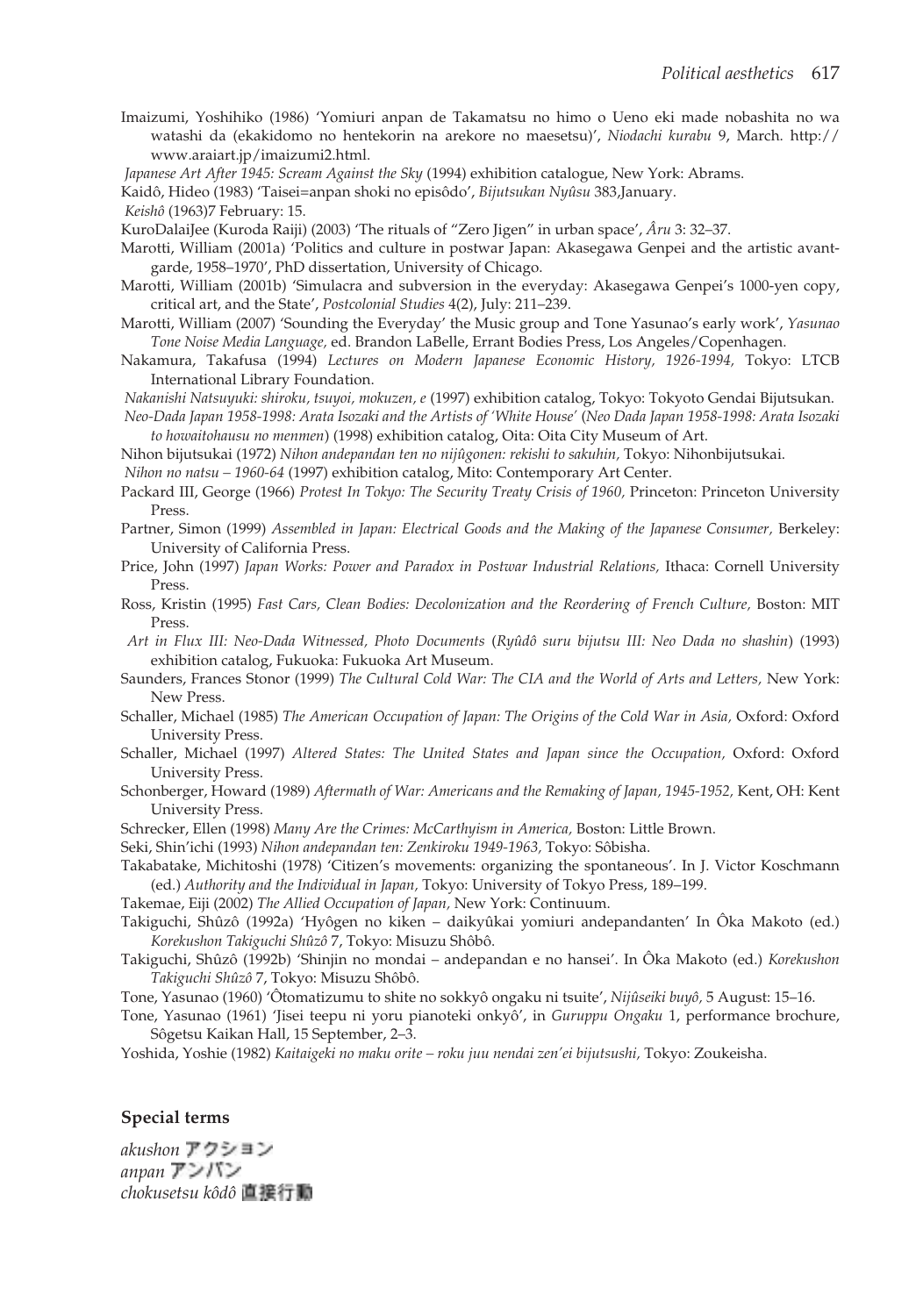Imaizumi, Yoshihiko (1986) 'Yomiuri anpan de Takamatsu no himo o Ueno eki made nobashita no wa watashi da (ekakidomo no hentekorin na arekore no maesetsu)', *Niodachi kurabu* 9, March. http://www.araiart.jp/imaizumi2.html.

*Japanese Art After 1945: Scream Against the Sky* (1994) exhibition catalogue, New York: Abrams.

Kaidô, Hideo (1983) 'Taisei=anpan shoki no episôdo', *Bijutsukan Nyûsu* 383,January.

*Keishô* (1963)7 February: 15.

KuroDalaiJee (Kuroda Raiji) (2003) 'The rituals of "Zero Jigen" in urban space', *Âru* 3: 32–37.

Marotti, William (2001a) 'Politics and culture in postwar Japan: Akasegawa Genpei and the artistic avant-garde, 1958–1970', PhD dissertation, University of Chicago.

Marotti, William (2001b) 'Simulacra and subversion in the everyday: Akasegawa Genpei's 1000-yen copy, critical art, and the State', *Postcolonial Studies* 4(2), July: 211–239.

Marotti, William (2007) 'Sounding the Everyday' the Music group and Tone Yasunao's early work', *Yasunao Tone Noise Media Language,* ed. Brandon LaBelle, Errant Bodies Press, Los Angeles/Copenhagen.

Nakamura, Takafusa (1994) *Lectures on Modern Japanese Economic History, 1926-1994,* Tokyo: LTCB International Library Foundation.

*Nakanishi Natsuyuki: shiroku, tsuyoi, mokuzen, e* (1997) exhibition catalog, Tokyo: Tokyoto Gendai Bijutsukan.

*Neo-Dada Japan 1958-1998: Arata Isozaki and the Artists of 'White House'* (*Neo Dada Japan 1958-1998: Arata Isozaki to howaitohausu no menmen*) (1998) exhibition catalog, Oita: Oita City Museum of Art.

Nihon bijutsukai (1972) *Nihon andepandan ten no nijûgonen: rekishi to sakuhin,* Tokyo: Nihonbijutsukai.

*Nihon no natsu – 1960-64* (1997) exhibition catalog, Mito: Contemporary Art Center.

Packard III, George (1966) *Protest In Tokyo: The Security Treaty Crisis of 1960,* Princeton: Princeton University Press.

Partner, Simon (1999) *Assembled in Japan: Electrical Goods and the Making of the Japanese Consumer,* Berkeley: University of California Press.

Price, John (1997) *Japan Works: Power and Paradox in Postwar Industrial Relations,* Ithaca: Cornell University Press.

Ross, Kristin (1995) *Fast Cars, Clean Bodies: Decolonization and the Reordering of French Culture,* Boston: MIT Press.

*Art in Flux III: Neo-Dada Witnessed, Photo Documents* (*Ryûdô suru bijutsu III: Neo Dada no shashin*) (1993) exhibition catalog, Fukuoka: Fukuoka Art Museum.

Saunders, Frances Stonor (1999) *The Cultural Cold War: The CIA and the World of Arts and Letters,* New York: New Press.

Schaller, Michael (1985) *The American Occupation of Japan: The Origins of the Cold War in Asia,* Oxford: Oxford University Press.

Schaller, Michael (1997) *Altered States: The United States and Japan since the Occupation,* Oxford: Oxford University Press.

Schonberger, Howard (1989) *Aftermath of War: Americans and the Remaking of Japan, 1945-1952,* Kent, OH: Kent University Press.

Schrecker, Ellen (1998) *Many Are the Crimes: McCarthyism in America,* Boston: Little Brown.

Seki, Shin'ichi (1993) *Nihon andepandan ten: Zenkiroku 1949-1963,* Tokyo: Sôbisha.

Takabatake, Michitoshi (1978) 'Citizen's movements: organizing the spontaneous'. In J. Victor Koschmann (ed.) *Authority and the Individual in Japan,* Tokyo: University of Tokyo Press, 189–199.

Takemae, Eiji (2002) *The Allied Occupation of Japan,* New York: Continuum.

Takiguchi, Shûzô (1992a) 'Hyôgen no kiken – daikyûkai yomiuri andepandanten' In Ôka Makoto (ed.) *Korekushon Takiguchi Shûzô* 7, Tokyo: Misuzu Shôbô.

Takiguchi, Shûzô (1992b) 'Shinjin no mondai – andepandan e no hansei'. In Ôka Makoto (ed.) *Korekushon Takiguchi Shûzô* 7, Tokyo: Misuzu Shôbô.

Tone, Yasunao (1960) 'Ôtomatizumu to shite no sokkyô ongaku ni tsuite', *Nijûseiki buyô,* 5 August: 15–16.

Tone, Yasunao (1961) 'Jisei teepu ni yoru pianoteki onkyô', in *Guruppu Ongaku* 1, performance brochure, Sôgetsu Kaikan Hall, 15 September, 2–3.

Yoshida, Yoshie (1982) *Kaitaigeki no maku orite – roku juu nendai zen'ei bijutsushi,* Tokyo: Zoukeisha.

### Special terms

*akushon* アクション
*anpan* アンパン
*chokusetsu kôdô* 直接行動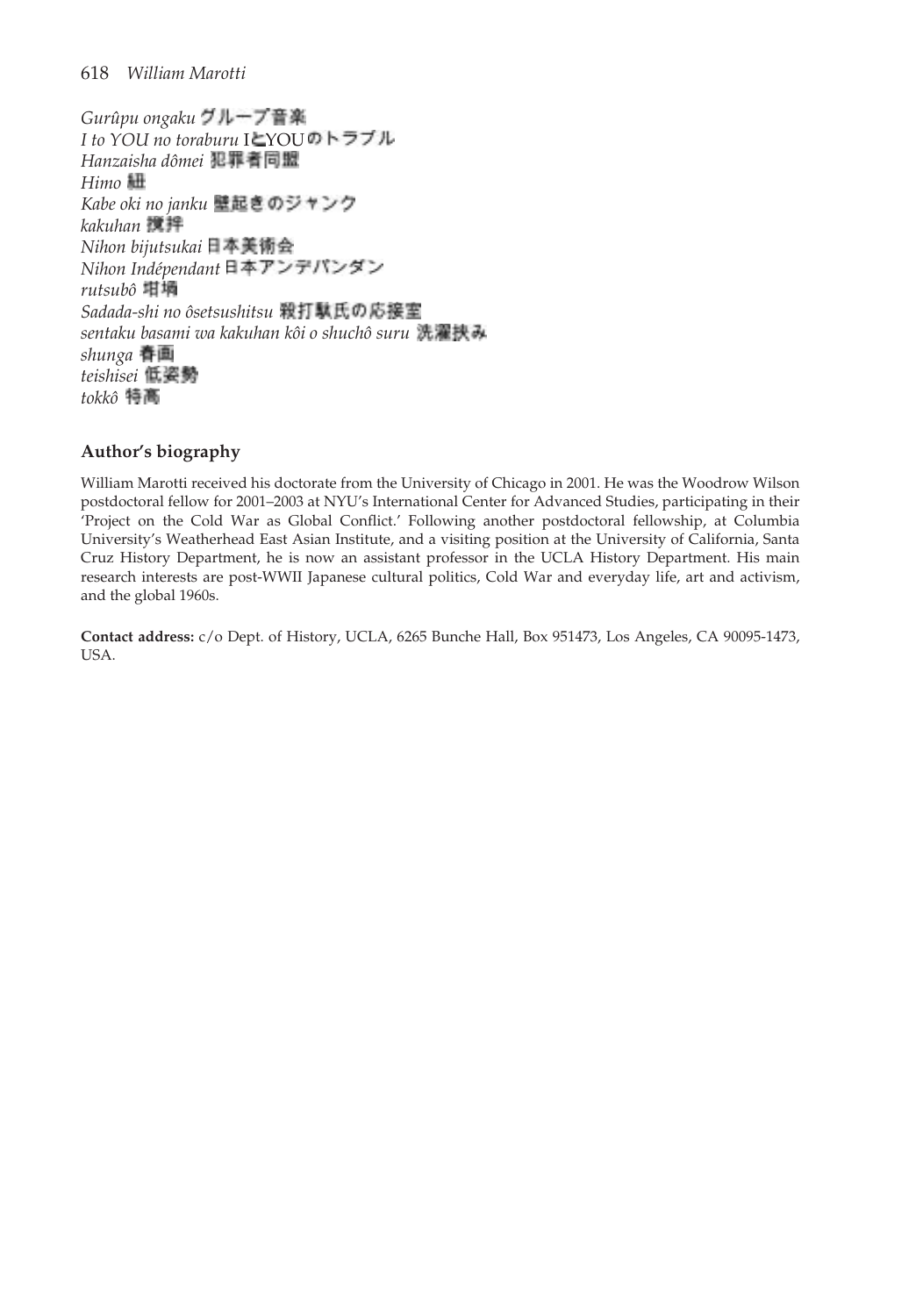*Gurûpu ongaku* グループ音楽
*I to YOU no toraburu* IとYOUのトラブル
*Hanzaisha dômei* 犯罪者同盟
*Himo* 紐
*Kabe oki no janku* 壁起きのジャンク
*kakuhan* 攪拌
*Nihon bijutsukai* 日本美術会
*Nihon Indépendant* 日本アンデパンダン
*rutsubô* 坩堝
*Sadada-shi no ôsetsushitsu* 殺打駄氏の応接室
*sentaku basami wa kakuhan kôi o shuchô suru* 洗濯挟み
*shunga* 春画
*teishisei* 低姿勢
*tokkô* 特高

## Author's biography

William Marotti received his doctorate from the University of Chicago in 2001. He was the Woodrow Wilson postdoctoral fellow for 2001–2003 at NYU's International Center for Advanced Studies, participating in their 'Project on the Cold War as Global Conflict.' Following another postdoctoral fellowship, at Columbia University's Weatherhead East Asian Institute, and a visiting position at the University of California, Santa Cruz History Department, he is now an assistant professor in the UCLA History Department. His main research interests are post-WWII Japanese cultural politics, Cold War and everyday life, art and activism, and the global 1960s.

**Contact address:** c/o Dept. of History, UCLA, 6265 Bunche Hall, Box 951473, Los Angeles, CA 90095-1473, USA.